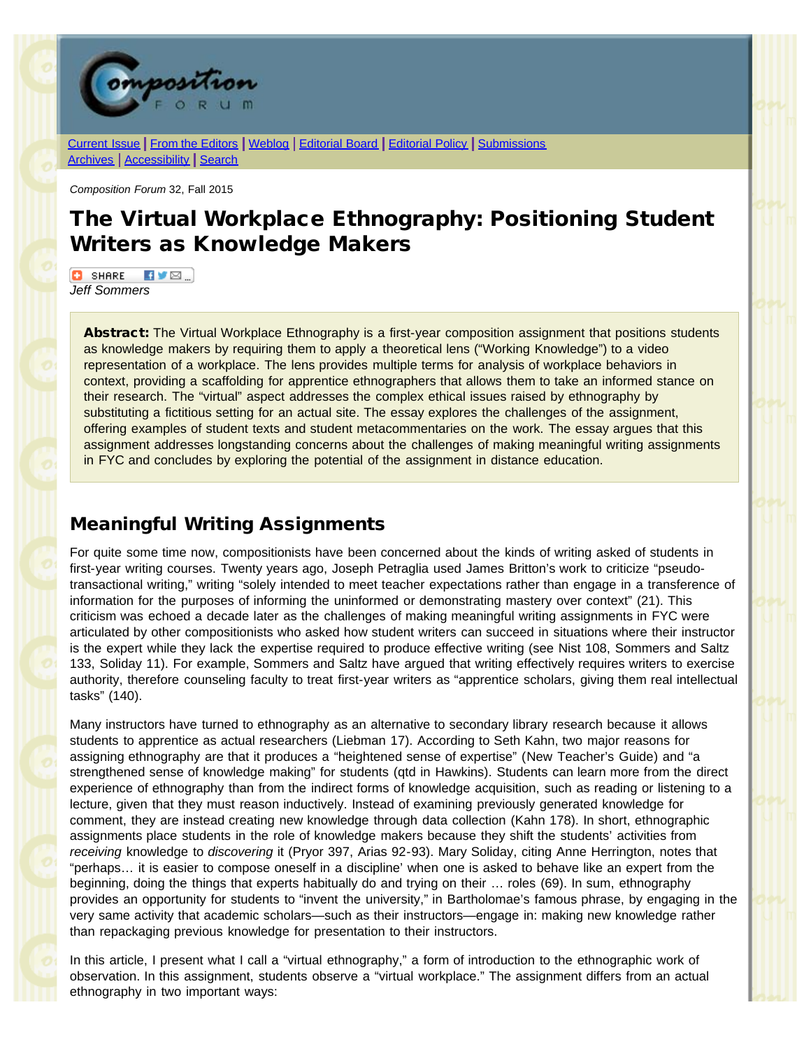Current Issue | From the Editors | Weblog | Editorial Board | Editorial Policy | Submissions
Archives | Accessibility | Search

*Composition Forum* 32, Fall 2015

# The Virtual Workplace Ethnography: Positioning Student Writers as Knowledge Makers

*Jeff Sommers*

**Abstract:** The Virtual Workplace Ethnography is a first-year composition assignment that positions students as knowledge makers by requiring them to apply a theoretical lens ("Working Knowledge") to a video representation of a workplace. The lens provides multiple terms for analysis of workplace behaviors in context, providing a scaffolding for apprentice ethnographers that allows them to take an informed stance on their research. The "virtual" aspect addresses the complex ethical issues raised by ethnography by substituting a fictitious setting for an actual site. The essay explores the challenges of the assignment, offering examples of student texts and student metacommentaries on the work. The essay argues that this assignment addresses longstanding concerns about the challenges of making meaningful writing assignments in FYC and concludes by exploring the potential of the assignment in distance education.

## Meaningful Writing Assignments

For quite some time now, compositionists have been concerned about the kinds of writing asked of students in first-year writing courses. Twenty years ago, Joseph Petraglia used James Britton's work to criticize "pseudo-transactional writing," writing "solely intended to meet teacher expectations rather than engage in a transference of information for the purposes of informing the uninformed or demonstrating mastery over context" (21). This criticism was echoed a decade later as the challenges of making meaningful writing assignments in FYC were articulated by other compositionists who asked how student writers can succeed in situations where their instructor is the expert while they lack the expertise required to produce effective writing (see Nist 108, Sommers and Saltz 133, Soliday 11). For example, Sommers and Saltz have argued that writing effectively requires writers to exercise authority, therefore counseling faculty to treat first-year writers as "apprentice scholars, giving them real intellectual tasks" (140).

Many instructors have turned to ethnography as an alternative to secondary library research because it allows students to apprentice as actual researchers (Liebman 17). According to Seth Kahn, two major reasons for assigning ethnography are that it produces a "heightened sense of expertise" (New Teacher's Guide) and "a strengthened sense of knowledge making" for students (qtd in Hawkins). Students can learn more from the direct experience of ethnography than from the indirect forms of knowledge acquisition, such as reading or listening to a lecture, given that they must reason inductively. Instead of examining previously generated knowledge for comment, they are instead creating new knowledge through data collection (Kahn 178). In short, ethnographic assignments place students in the role of knowledge makers because they shift the students' activities from *receiving* knowledge to *discovering* it (Pryor 397, Arias 92-93). Mary Soliday, citing Anne Herrington, notes that "perhaps… it is easier to compose oneself in a discipline' when one is asked to behave like an expert from the beginning, doing the things that experts habitually do and trying on their … roles (69). In sum, ethnography provides an opportunity for students to "invent the university," in Bartholomae's famous phrase, by engaging in the very same activity that academic scholars—such as their instructors—engage in: making new knowledge rather than repackaging previous knowledge for presentation to their instructors.

In this article, I present what I call a "virtual ethnography," a form of introduction to the ethnographic work of observation. In this assignment, students observe a "virtual workplace." The assignment differs from an actual ethnography in two important ways: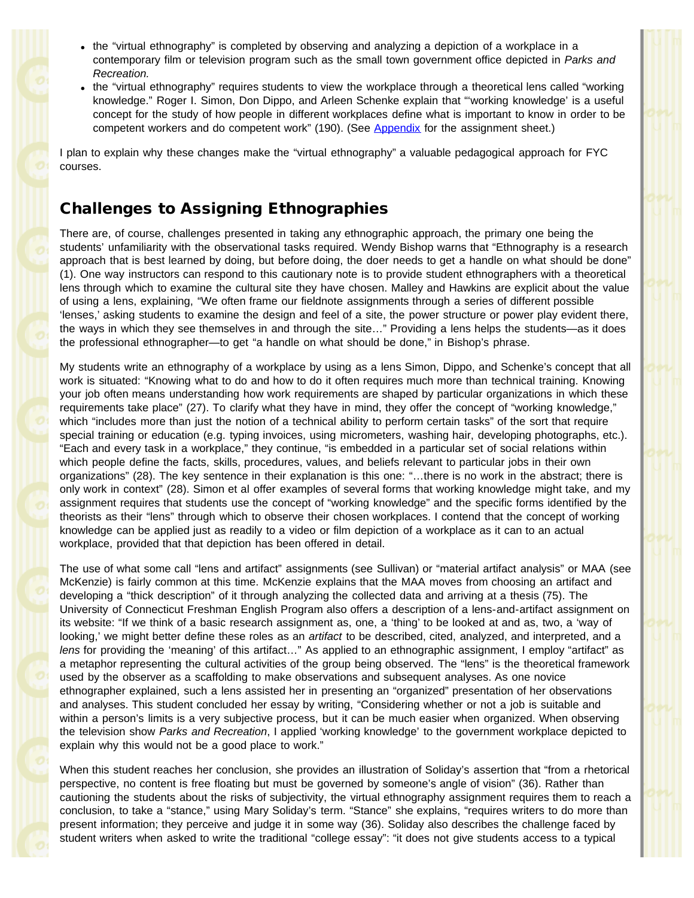- the "virtual ethnography" is completed by observing and analyzing a depiction of a workplace in a contemporary film or television program such as the small town government office depicted in *Parks and Recreation.*
- the "virtual ethnography" requires students to view the workplace through a theoretical lens called "working knowledge." Roger I. Simon, Don Dippo, and Arleen Schenke explain that "'working knowledge' is a useful concept for the study of how people in different workplaces define what is important to know in order to be competent workers and do competent work" (190). (See Appendix for the assignment sheet.)

I plan to explain why these changes make the "virtual ethnography" a valuable pedagogical approach for FYC courses.

## Challenges to Assigning Ethnographies

There are, of course, challenges presented in taking any ethnographic approach, the primary one being the students' unfamiliarity with the observational tasks required. Wendy Bishop warns that "Ethnography is a research approach that is best learned by doing, but before doing, the doer needs to get a handle on what should be done" (1). One way instructors can respond to this cautionary note is to provide student ethnographers with a theoretical lens through which to examine the cultural site they have chosen. Malley and Hawkins are explicit about the value of using a lens, explaining, "We often frame our fieldnote assignments through a series of different possible 'lenses,' asking students to examine the design and feel of a site, the power structure or power play evident there, the ways in which they see themselves in and through the site…" Providing a lens helps the students—as it does the professional ethnographer—to get "a handle on what should be done," in Bishop's phrase.

My students write an ethnography of a workplace by using as a lens Simon, Dippo, and Schenke's concept that all work is situated: "Knowing what to do and how to do it often requires much more than technical training. Knowing your job often means understanding how work requirements are shaped by particular organizations in which these requirements take place" (27). To clarify what they have in mind, they offer the concept of "working knowledge," which "includes more than just the notion of a technical ability to perform certain tasks" of the sort that require special training or education (e.g. typing invoices, using micrometers, washing hair, developing photographs, etc.). "Each and every task in a workplace," they continue, "is embedded in a particular set of social relations within which people define the facts, skills, procedures, values, and beliefs relevant to particular jobs in their own organizations" (28). The key sentence in their explanation is this one: "…there is no work in the abstract; there is only work in context" (28). Simon et al offer examples of several forms that working knowledge might take, and my assignment requires that students use the concept of "working knowledge" and the specific forms identified by the theorists as their "lens" through which to observe their chosen workplaces. I contend that the concept of working knowledge can be applied just as readily to a video or film depiction of a workplace as it can to an actual workplace, provided that that depiction has been offered in detail.

The use of what some call "lens and artifact" assignments (see Sullivan) or "material artifact analysis" or MAA (see McKenzie) is fairly common at this time. McKenzie explains that the MAA moves from choosing an artifact and developing a "thick description" of it through analyzing the collected data and arriving at a thesis (75). The University of Connecticut Freshman English Program also offers a description of a lens-and-artifact assignment on its website: "If we think of a basic research assignment as, one, a 'thing' to be looked at and as, two, a 'way of looking,' we might better define these roles as an *artifact* to be described, cited, analyzed, and interpreted, and a *lens* for providing the 'meaning' of this artifact…" As applied to an ethnographic assignment, I employ "artifact" as a metaphor representing the cultural activities of the group being observed. The "lens" is the theoretical framework used by the observer as a scaffolding to make observations and subsequent analyses. As one novice ethnographer explained, such a lens assisted her in presenting an "organized" presentation of her observations and analyses. This student concluded her essay by writing, "Considering whether or not a job is suitable and within a person's limits is a very subjective process, but it can be much easier when organized. When observing the television show *Parks and Recreation*, I applied 'working knowledge' to the government workplace depicted to explain why this would not be a good place to work."

When this student reaches her conclusion, she provides an illustration of Soliday's assertion that "from a rhetorical perspective, no content is free floating but must be governed by someone's angle of vision" (36). Rather than cautioning the students about the risks of subjectivity, the virtual ethnography assignment requires them to reach a conclusion, to take a "stance," using Mary Soliday's term. "Stance" she explains, "requires writers to do more than present information; they perceive and judge it in some way (36). Soliday also describes the challenge faced by student writers when asked to write the traditional "college essay": "it does not give students access to a typical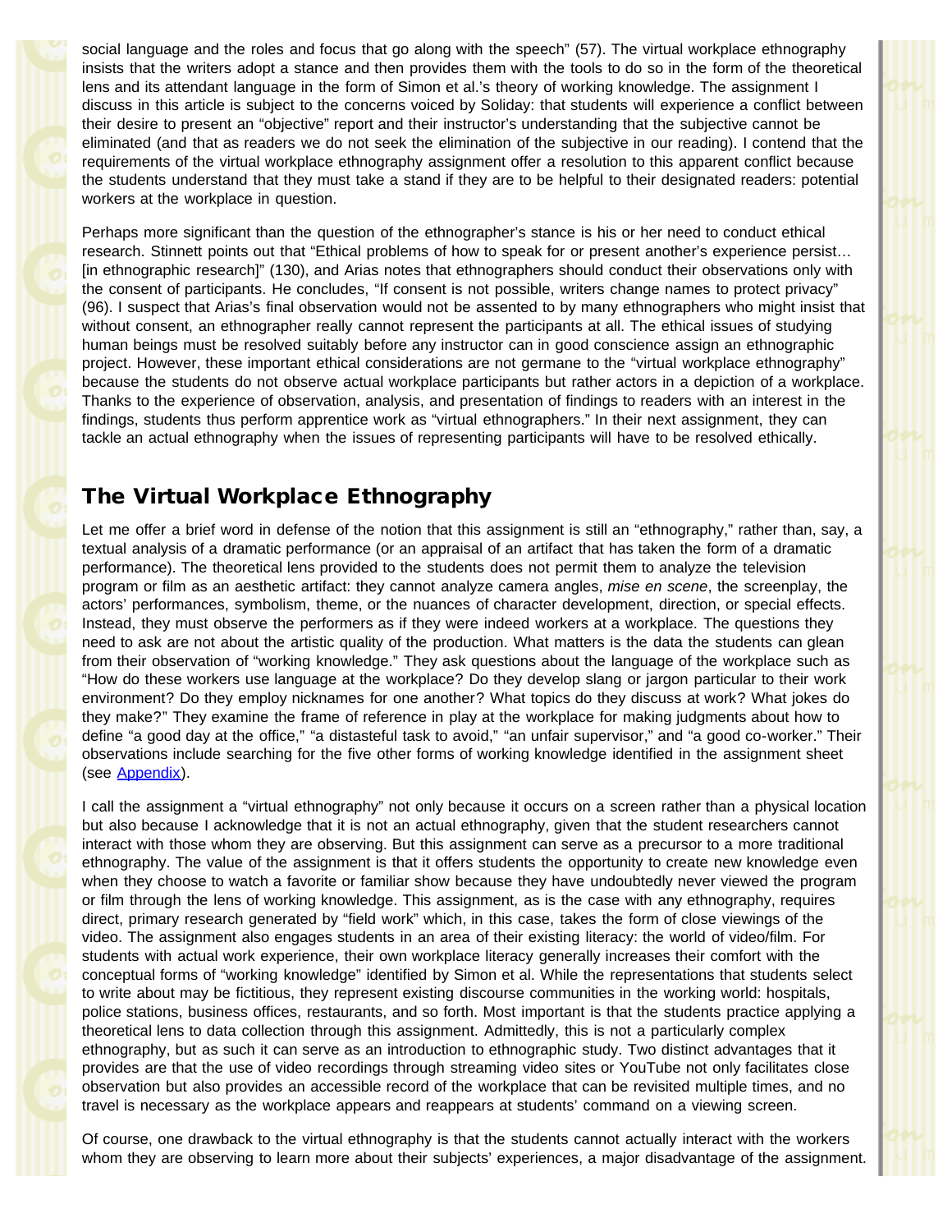social language and the roles and focus that go along with the speech" (57). The virtual workplace ethnography insists that the writers adopt a stance and then provides them with the tools to do so in the form of the theoretical lens and its attendant language in the form of Simon et al.'s theory of working knowledge. The assignment I discuss in this article is subject to the concerns voiced by Soliday: that students will experience a conflict between their desire to present an "objective" report and their instructor's understanding that the subjective cannot be eliminated (and that as readers we do not seek the elimination of the subjective in our reading). I contend that the requirements of the virtual workplace ethnography assignment offer a resolution to this apparent conflict because the students understand that they must take a stand if they are to be helpful to their designated readers: potential workers at the workplace in question.

Perhaps more significant than the question of the ethnographer's stance is his or her need to conduct ethical research. Stinnett points out that "Ethical problems of how to speak for or present another's experience persist… [in ethnographic research]" (130), and Arias notes that ethnographers should conduct their observations only with the consent of participants. He concludes, "If consent is not possible, writers change names to protect privacy" (96). I suspect that Arias's final observation would not be assented to by many ethnographers who might insist that without consent, an ethnographer really cannot represent the participants at all. The ethical issues of studying human beings must be resolved suitably before any instructor can in good conscience assign an ethnographic project. However, these important ethical considerations are not germane to the "virtual workplace ethnography" because the students do not observe actual workplace participants but rather actors in a depiction of a workplace. Thanks to the experience of observation, analysis, and presentation of findings to readers with an interest in the findings, students thus perform apprentice work as "virtual ethnographers." In their next assignment, they can tackle an actual ethnography when the issues of representing participants will have to be resolved ethically.

## The Virtual Workplace Ethnography

Let me offer a brief word in defense of the notion that this assignment is still an "ethnography," rather than, say, a textual analysis of a dramatic performance (or an appraisal of an artifact that has taken the form of a dramatic performance). The theoretical lens provided to the students does not permit them to analyze the television program or film as an aesthetic artifact: they cannot analyze camera angles, *mise en scene*, the screenplay, the actors' performances, symbolism, theme, or the nuances of character development, direction, or special effects. Instead, they must observe the performers as if they were indeed workers at a workplace. The questions they need to ask are not about the artistic quality of the production. What matters is the data the students can glean from their observation of "working knowledge." They ask questions about the language of the workplace such as "How do these workers use language at the workplace? Do they develop slang or jargon particular to their work environment? Do they employ nicknames for one another? What topics do they discuss at work? What jokes do they make?" They examine the frame of reference in play at the workplace for making judgments about how to define "a good day at the office," "a distasteful task to avoid," "an unfair supervisor," and "a good co-worker." Their observations include searching for the five other forms of working knowledge identified in the assignment sheet (see Appendix).

I call the assignment a "virtual ethnography" not only because it occurs on a screen rather than a physical location but also because I acknowledge that it is not an actual ethnography, given that the student researchers cannot interact with those whom they are observing. But this assignment can serve as a precursor to a more traditional ethnography. The value of the assignment is that it offers students the opportunity to create new knowledge even when they choose to watch a favorite or familiar show because they have undoubtedly never viewed the program or film through the lens of working knowledge. This assignment, as is the case with any ethnography, requires direct, primary research generated by "field work" which, in this case, takes the form of close viewings of the video. The assignment also engages students in an area of their existing literacy: the world of video/film. For students with actual work experience, their own workplace literacy generally increases their comfort with the conceptual forms of "working knowledge" identified by Simon et al. While the representations that students select to write about may be fictitious, they represent existing discourse communities in the working world: hospitals, police stations, business offices, restaurants, and so forth. Most important is that the students practice applying a theoretical lens to data collection through this assignment. Admittedly, this is not a particularly complex ethnography, but as such it can serve as an introduction to ethnographic study. Two distinct advantages that it provides are that the use of video recordings through streaming video sites or YouTube not only facilitates close observation but also provides an accessible record of the workplace that can be revisited multiple times, and no travel is necessary as the workplace appears and reappears at students' command on a viewing screen.

Of course, one drawback to the virtual ethnography is that the students cannot actually interact with the workers whom they are observing to learn more about their subjects' experiences, a major disadvantage of the assignment.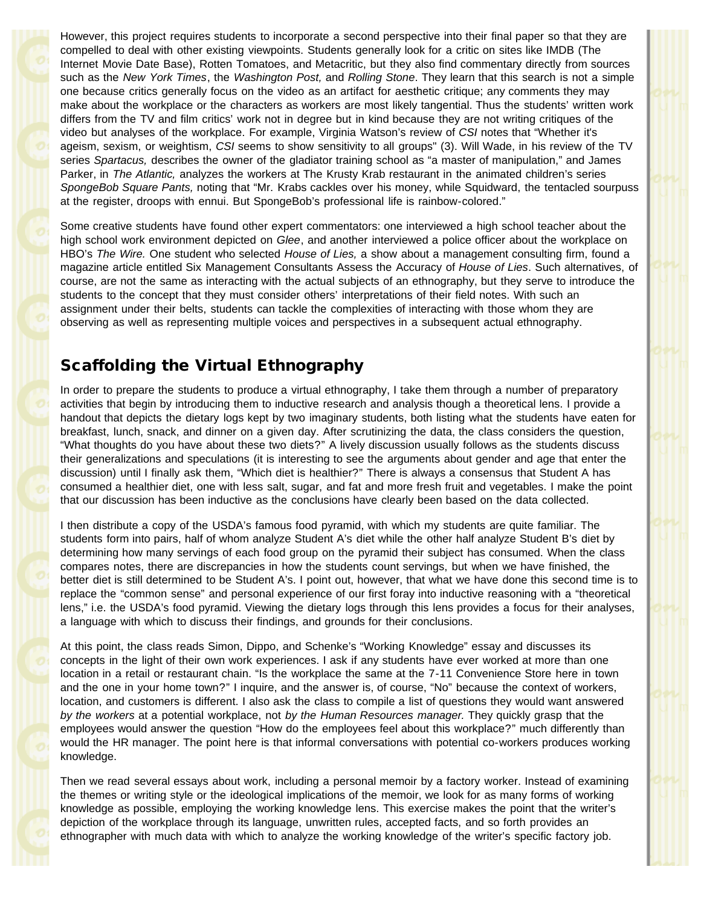However, this project requires students to incorporate a second perspective into their final paper so that they are compelled to deal with other existing viewpoints. Students generally look for a critic on sites like IMDB (The Internet Movie Date Base), Rotten Tomatoes, and Metacritic, but they also find commentary directly from sources such as the *New York Times*, the *Washington Post,* and *Rolling Stone*. They learn that this search is not a simple one because critics generally focus on the video as an artifact for aesthetic critique; any comments they may make about the workplace or the characters as workers are most likely tangential. Thus the students' written work differs from the TV and film critics' work not in degree but in kind because they are not writing critiques of the video but analyses of the workplace. For example, Virginia Watson's review of *CSI* notes that "Whether it's ageism, sexism, or weightism, *CSI* seems to show sensitivity to all groups" (3). Will Wade, in his review of the TV series *Spartacus,* describes the owner of the gladiator training school as "a master of manipulation," and James Parker, in *The Atlantic,* analyzes the workers at The Krusty Krab restaurant in the animated children's series *SpongeBob Square Pants,* noting that "Mr. Krabs cackles over his money, while Squidward, the tentacled sourpuss at the register, droops with ennui. But SpongeBob's professional life is rainbow-colored."

Some creative students have found other expert commentators: one interviewed a high school teacher about the high school work environment depicted on *Glee*, and another interviewed a police officer about the workplace on HBO's *The Wire.* One student who selected *House of Lies,* a show about a management consulting firm, found a magazine article entitled Six Management Consultants Assess the Accuracy of *House of Lies*. Such alternatives, of course, are not the same as interacting with the actual subjects of an ethnography, but they serve to introduce the students to the concept that they must consider others' interpretations of their field notes. With such an assignment under their belts, students can tackle the complexities of interacting with those whom they are observing as well as representing multiple voices and perspectives in a subsequent actual ethnography.

## Scaffolding the Virtual Ethnography

In order to prepare the students to produce a virtual ethnography, I take them through a number of preparatory activities that begin by introducing them to inductive research and analysis though a theoretical lens. I provide a handout that depicts the dietary logs kept by two imaginary students, both listing what the students have eaten for breakfast, lunch, snack, and dinner on a given day. After scrutinizing the data, the class considers the question, "What thoughts do you have about these two diets?" A lively discussion usually follows as the students discuss their generalizations and speculations (it is interesting to see the arguments about gender and age that enter the discussion) until I finally ask them, "Which diet is healthier?" There is always a consensus that Student A has consumed a healthier diet, one with less salt, sugar, and fat and more fresh fruit and vegetables. I make the point that our discussion has been inductive as the conclusions have clearly been based on the data collected.

I then distribute a copy of the USDA's famous food pyramid, with which my students are quite familiar. The students form into pairs, half of whom analyze Student A's diet while the other half analyze Student B's diet by determining how many servings of each food group on the pyramid their subject has consumed. When the class compares notes, there are discrepancies in how the students count servings, but when we have finished, the better diet is still determined to be Student A's. I point out, however, that what we have done this second time is to replace the "common sense" and personal experience of our first foray into inductive reasoning with a "theoretical lens," i.e. the USDA's food pyramid. Viewing the dietary logs through this lens provides a focus for their analyses, a language with which to discuss their findings, and grounds for their conclusions.

At this point, the class reads Simon, Dippo, and Schenke's "Working Knowledge" essay and discusses its concepts in the light of their own work experiences. I ask if any students have ever worked at more than one location in a retail or restaurant chain. "Is the workplace the same at the 7-11 Convenience Store here in town and the one in your home town?" I inquire, and the answer is, of course, "No" because the context of workers, location, and customers is different. I also ask the class to compile a list of questions they would want answered *by the workers* at a potential workplace, not *by the Human Resources manager.* They quickly grasp that the employees would answer the question "How do the employees feel about this workplace?" much differently than would the HR manager. The point here is that informal conversations with potential co-workers produces working knowledge.

Then we read several essays about work, including a personal memoir by a factory worker. Instead of examining the themes or writing style or the ideological implications of the memoir, we look for as many forms of working knowledge as possible, employing the working knowledge lens. This exercise makes the point that the writer's depiction of the workplace through its language, unwritten rules, accepted facts, and so forth provides an ethnographer with much data with which to analyze the working knowledge of the writer's specific factory job.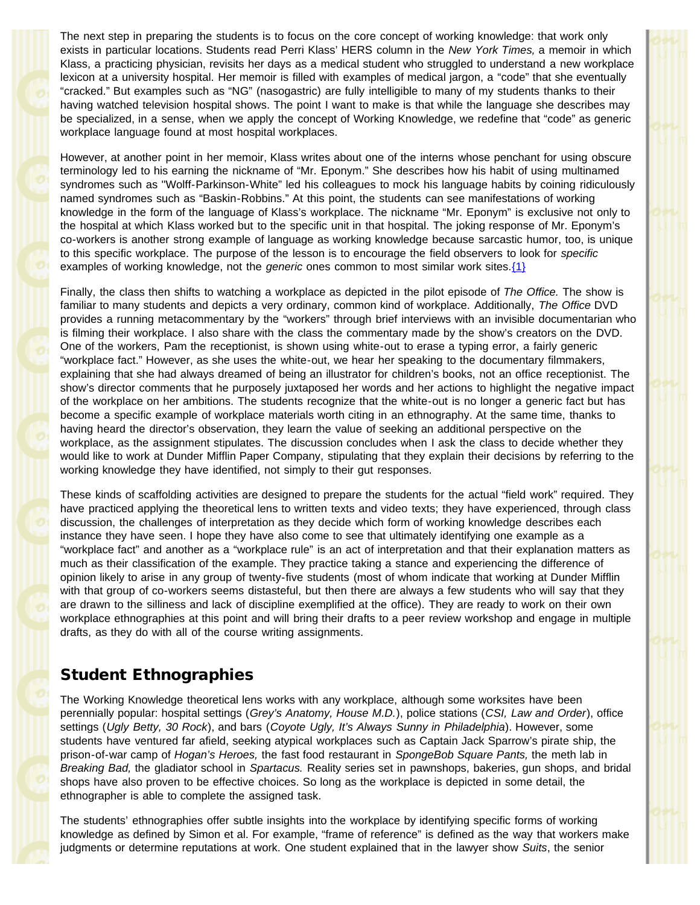The next step in preparing the students is to focus on the core concept of working knowledge: that work only exists in particular locations. Students read Perri Klass' HERS column in the *New York Times,* a memoir in which Klass, a practicing physician, revisits her days as a medical student who struggled to understand a new workplace lexicon at a university hospital. Her memoir is filled with examples of medical jargon, a "code" that she eventually "cracked." But examples such as "NG" (nasogastric) are fully intelligible to many of my students thanks to their having watched television hospital shows. The point I want to make is that while the language she describes may be specialized, in a sense, when we apply the concept of Working Knowledge, we redefine that "code" as generic workplace language found at most hospital workplaces.

However, at another point in her memoir, Klass writes about one of the interns whose penchant for using obscure terminology led to his earning the nickname of "Mr. Eponym." She describes how his habit of using multinamed syndromes such as "Wolff-Parkinson-White" led his colleagues to mock his language habits by coining ridiculously named syndromes such as "Baskin-Robbins." At this point, the students can see manifestations of working knowledge in the form of the language of Klass's workplace. The nickname "Mr. Eponym" is exclusive not only to the hospital at which Klass worked but to the specific unit in that hospital. The joking response of Mr. Eponym's co-workers is another strong example of language as working knowledge because sarcastic humor, too, is unique to this specific workplace. The purpose of the lesson is to encourage the field observers to look for *specific* examples of working knowledge, not the *generic* ones common to most similar work sites.{1}

Finally, the class then shifts to watching a workplace as depicted in the pilot episode of *The Office.* The show is familiar to many students and depicts a very ordinary, common kind of workplace. Additionally, *The Office* DVD provides a running metacommentary by the "workers" through brief interviews with an invisible documentarian who is filming their workplace. I also share with the class the commentary made by the show's creators on the DVD. One of the workers, Pam the receptionist, is shown using white-out to erase a typing error, a fairly generic "workplace fact." However, as she uses the white-out, we hear her speaking to the documentary filmmakers, explaining that she had always dreamed of being an illustrator for children's books, not an office receptionist. The show's director comments that he purposely juxtaposed her words and her actions to highlight the negative impact of the workplace on her ambitions. The students recognize that the white-out is no longer a generic fact but has become a specific example of workplace materials worth citing in an ethnography. At the same time, thanks to having heard the director's observation, they learn the value of seeking an additional perspective on the workplace, as the assignment stipulates. The discussion concludes when I ask the class to decide whether they would like to work at Dunder Mifflin Paper Company, stipulating that they explain their decisions by referring to the working knowledge they have identified, not simply to their gut responses.

These kinds of scaffolding activities are designed to prepare the students for the actual "field work" required. They have practiced applying the theoretical lens to written texts and video texts; they have experienced, through class discussion, the challenges of interpretation as they decide which form of working knowledge describes each instance they have seen. I hope they have also come to see that ultimately identifying one example as a "workplace fact" and another as a "workplace rule" is an act of interpretation and that their explanation matters as much as their classification of the example. They practice taking a stance and experiencing the difference of opinion likely to arise in any group of twenty-five students (most of whom indicate that working at Dunder Mifflin with that group of co-workers seems distasteful, but then there are always a few students who will say that they are drawn to the silliness and lack of discipline exemplified at the office). They are ready to work on their own workplace ethnographies at this point and will bring their drafts to a peer review workshop and engage in multiple drafts, as they do with all of the course writing assignments.

## Student Ethnographies

The Working Knowledge theoretical lens works with any workplace, although some worksites have been perennially popular: hospital settings (*Grey's Anatomy, House M.D.*), police stations (*CSI, Law and Order*), office settings (*Ugly Betty, 30 Rock*), and bars (*Coyote Ugly, It's Always Sunny in Philadelphia*). However, some students have ventured far afield, seeking atypical workplaces such as Captain Jack Sparrow's pirate ship, the prison-of-war camp of *Hogan's Heroes,* the fast food restaurant in *SpongeBob Square Pants,* the meth lab in *Breaking Bad,* the gladiator school in *Spartacus.* Reality series set in pawnshops, bakeries, gun shops, and bridal shops have also proven to be effective choices. So long as the workplace is depicted in some detail, the ethnographer is able to complete the assigned task.

The students' ethnographies offer subtle insights into the workplace by identifying specific forms of working knowledge as defined by Simon et al. For example, "frame of reference" is defined as the way that workers make judgments or determine reputations at work. One student explained that in the lawyer show *Suits*, the senior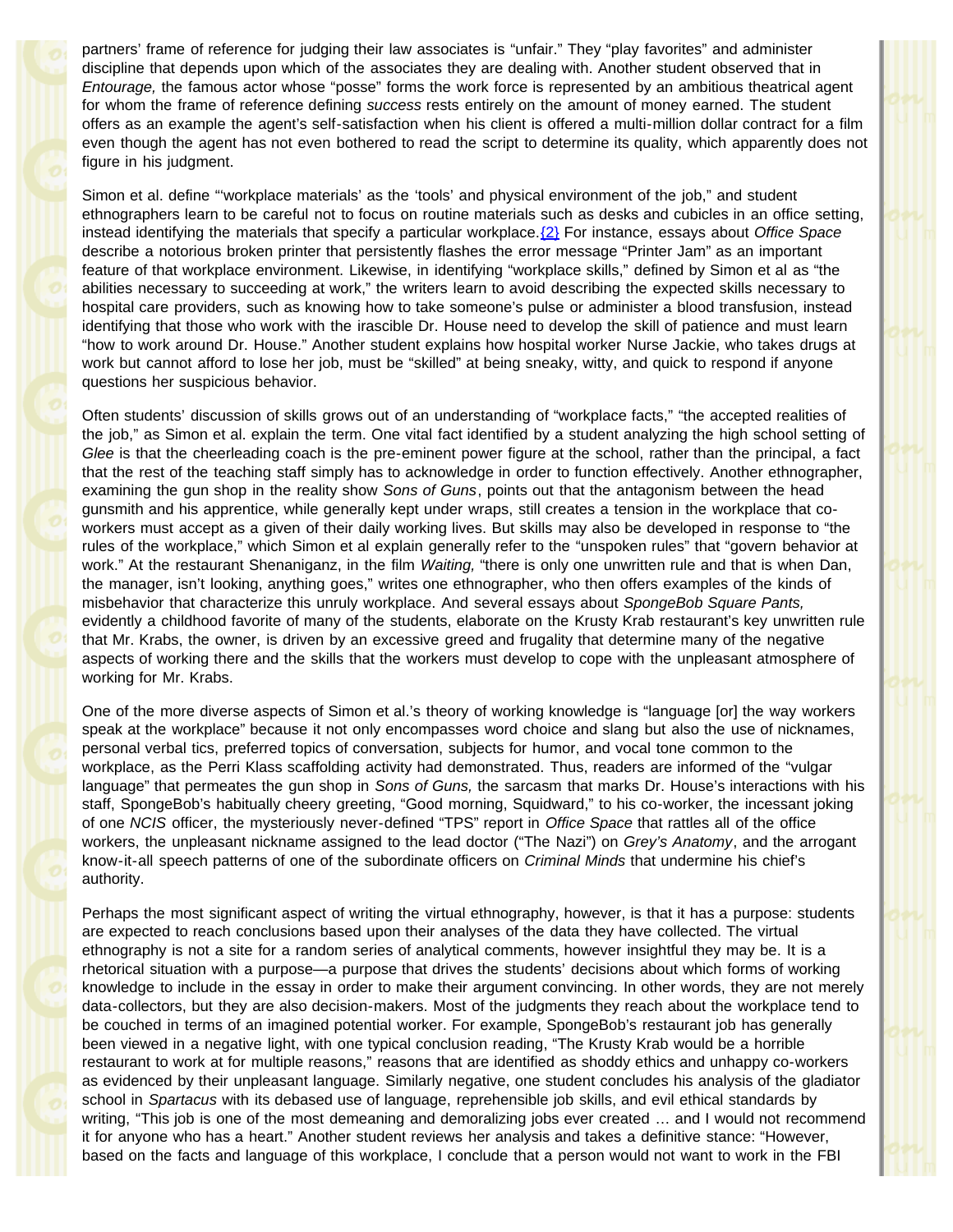partners' frame of reference for judging their law associates is "unfair." They "play favorites" and administer discipline that depends upon which of the associates they are dealing with. Another student observed that in *Entourage,* the famous actor whose "posse" forms the work force is represented by an ambitious theatrical agent for whom the frame of reference defining *success* rests entirely on the amount of money earned. The student offers as an example the agent's self-satisfaction when his client is offered a multi-million dollar contract for a film even though the agent has not even bothered to read the script to determine its quality, which apparently does not figure in his judgment.

Simon et al. define "'workplace materials' as the 'tools' and physical environment of the job," and student ethnographers learn to be careful not to focus on routine materials such as desks and cubicles in an office setting, instead identifying the materials that specify a particular workplace.{2} For instance, essays about *Office Space* describe a notorious broken printer that persistently flashes the error message "Printer Jam" as an important feature of that workplace environment. Likewise, in identifying "workplace skills," defined by Simon et al as "the abilities necessary to succeeding at work," the writers learn to avoid describing the expected skills necessary to hospital care providers, such as knowing how to take someone's pulse or administer a blood transfusion, instead identifying that those who work with the irascible Dr. House need to develop the skill of patience and must learn "how to work around Dr. House." Another student explains how hospital worker Nurse Jackie, who takes drugs at work but cannot afford to lose her job, must be "skilled" at being sneaky, witty, and quick to respond if anyone questions her suspicious behavior.

Often students' discussion of skills grows out of an understanding of "workplace facts," "the accepted realities of the job," as Simon et al. explain the term. One vital fact identified by a student analyzing the high school setting of *Glee* is that the cheerleading coach is the pre-eminent power figure at the school, rather than the principal, a fact that the rest of the teaching staff simply has to acknowledge in order to function effectively. Another ethnographer, examining the gun shop in the reality show *Sons of Guns*, points out that the antagonism between the head gunsmith and his apprentice, while generally kept under wraps, still creates a tension in the workplace that co-workers must accept as a given of their daily working lives. But skills may also be developed in response to "the rules of the workplace," which Simon et al explain generally refer to the "unspoken rules" that "govern behavior at work." At the restaurant Shenaniganz, in the film *Waiting,* "there is only one unwritten rule and that is when Dan, the manager, isn't looking, anything goes," writes one ethnographer, who then offers examples of the kinds of misbehavior that characterize this unruly workplace. And several essays about *SpongeBob Square Pants,* evidently a childhood favorite of many of the students, elaborate on the Krusty Krab restaurant's key unwritten rule that Mr. Krabs, the owner, is driven by an excessive greed and frugality that determine many of the negative aspects of working there and the skills that the workers must develop to cope with the unpleasant atmosphere of working for Mr. Krabs.

One of the more diverse aspects of Simon et al.'s theory of working knowledge is "language [or] the way workers speak at the workplace" because it not only encompasses word choice and slang but also the use of nicknames, personal verbal tics, preferred topics of conversation, subjects for humor, and vocal tone common to the workplace, as the Perri Klass scaffolding activity had demonstrated. Thus, readers are informed of the "vulgar language" that permeates the gun shop in *Sons of Guns,* the sarcasm that marks Dr. House's interactions with his staff, SpongeBob's habitually cheery greeting, "Good morning, Squidward," to his co-worker, the incessant joking of one *NCIS* officer, the mysteriously never-defined "TPS" report in *Office Space* that rattles all of the office workers, the unpleasant nickname assigned to the lead doctor ("The Nazi") on *Grey's Anatomy*, and the arrogant know-it-all speech patterns of one of the subordinate officers on *Criminal Minds* that undermine his chief's authority.

Perhaps the most significant aspect of writing the virtual ethnography, however, is that it has a purpose: students are expected to reach conclusions based upon their analyses of the data they have collected. The virtual ethnography is not a site for a random series of analytical comments, however insightful they may be. It is a rhetorical situation with a purpose—a purpose that drives the students' decisions about which forms of working knowledge to include in the essay in order to make their argument convincing. In other words, they are not merely data-collectors, but they are also decision-makers. Most of the judgments they reach about the workplace tend to be couched in terms of an imagined potential worker. For example, SpongeBob's restaurant job has generally been viewed in a negative light, with one typical conclusion reading, "The Krusty Krab would be a horrible restaurant to work at for multiple reasons," reasons that are identified as shoddy ethics and unhappy co-workers as evidenced by their unpleasant language. Similarly negative, one student concludes his analysis of the gladiator school in *Spartacus* with its debased use of language, reprehensible job skills, and evil ethical standards by writing, "This job is one of the most demeaning and demoralizing jobs ever created … and I would not recommend it for anyone who has a heart." Another student reviews her analysis and takes a definitive stance: "However, based on the facts and language of this workplace, I conclude that a person would not want to work in the FBI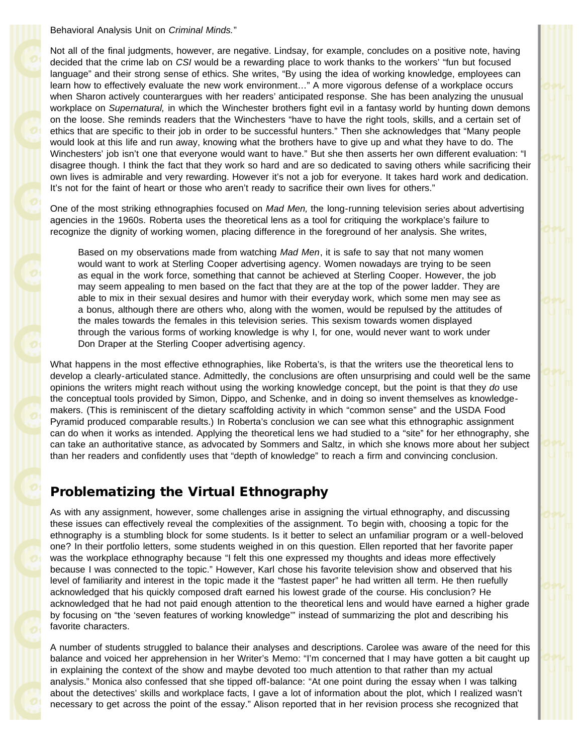Behavioral Analysis Unit on *Criminal Minds.*"

Not all of the final judgments, however, are negative. Lindsay, for example, concludes on a positive note, having decided that the crime lab on *CSI* would be a rewarding place to work thanks to the workers' "fun but focused language" and their strong sense of ethics. She writes, "By using the idea of working knowledge, employees can learn how to effectively evaluate the new work environment…" A more vigorous defense of a workplace occurs when Sharon actively counterargues with her readers' anticipated response. She has been analyzing the unusual workplace on *Supernatural,* in which the Winchester brothers fight evil in a fantasy world by hunting down demons on the loose. She reminds readers that the Winchesters "have to have the right tools, skills, and a certain set of ethics that are specific to their job in order to be successful hunters." Then she acknowledges that "Many people would look at this life and run away, knowing what the brothers have to give up and what they have to do. The Winchesters' job isn't one that everyone would want to have." But she then asserts her own different evaluation: "I disagree though. I think the fact that they work so hard and are so dedicated to saving others while sacrificing their own lives is admirable and very rewarding. However it's not a job for everyone. It takes hard work and dedication. It's not for the faint of heart or those who aren't ready to sacrifice their own lives for others."

One of the most striking ethnographies focused on *Mad Men,* the long-running television series about advertising agencies in the 1960s. Roberta uses the theoretical lens as a tool for critiquing the workplace's failure to recognize the dignity of working women, placing difference in the foreground of her analysis. She writes,

> Based on my observations made from watching *Mad Men*, it is safe to say that not many women would want to work at Sterling Cooper advertising agency. Women nowadays are trying to be seen as equal in the work force, something that cannot be achieved at Sterling Cooper. However, the job may seem appealing to men based on the fact that they are at the top of the power ladder. They are able to mix in their sexual desires and humor with their everyday work, which some men may see as a bonus, although there are others who, along with the women, would be repulsed by the attitudes of the males towards the females in this television series. This sexism towards women displayed through the various forms of working knowledge is why I, for one, would never want to work under Don Draper at the Sterling Cooper advertising agency.

What happens in the most effective ethnographies, like Roberta's, is that the writers use the theoretical lens to develop a clearly-articulated stance. Admittedly, the conclusions are often unsurprising and could well be the same opinions the writers might reach without using the working knowledge concept, but the point is that they *do* use the conceptual tools provided by Simon, Dippo, and Schenke, and in doing so invent themselves as knowledge-makers. (This is reminiscent of the dietary scaffolding activity in which "common sense" and the USDA Food Pyramid produced comparable results.) In Roberta's conclusion we can see what this ethnographic assignment can do when it works as intended. Applying the theoretical lens we had studied to a "site" for her ethnography, she can take an authoritative stance, as advocated by Sommers and Saltz, in which she knows more about her subject than her readers and confidently uses that "depth of knowledge" to reach a firm and convincing conclusion.

## Problematizing the Virtual Ethnography

As with any assignment, however, some challenges arise in assigning the virtual ethnography, and discussing these issues can effectively reveal the complexities of the assignment. To begin with, choosing a topic for the ethnography is a stumbling block for some students. Is it better to select an unfamiliar program or a well-beloved one? In their portfolio letters, some students weighed in on this question. Ellen reported that her favorite paper was the workplace ethnography because "I felt this one expressed my thoughts and ideas more effectively because I was connected to the topic." However, Karl chose his favorite television show and observed that his level of familiarity and interest in the topic made it the "fastest paper" he had written all term. He then ruefully acknowledged that his quickly composed draft earned his lowest grade of the course. His conclusion? He acknowledged that he had not paid enough attention to the theoretical lens and would have earned a higher grade by focusing on "the 'seven features of working knowledge'" instead of summarizing the plot and describing his favorite characters.

A number of students struggled to balance their analyses and descriptions. Carolee was aware of the need for this balance and voiced her apprehension in her Writer's Memo: "I'm concerned that I may have gotten a bit caught up in explaining the context of the show and maybe devoted too much attention to that rather than my actual analysis." Monica also confessed that she tipped off-balance: "At one point during the essay when I was talking about the detectives' skills and workplace facts, I gave a lot of information about the plot, which I realized wasn't necessary to get across the point of the essay." Alison reported that in her revision process she recognized that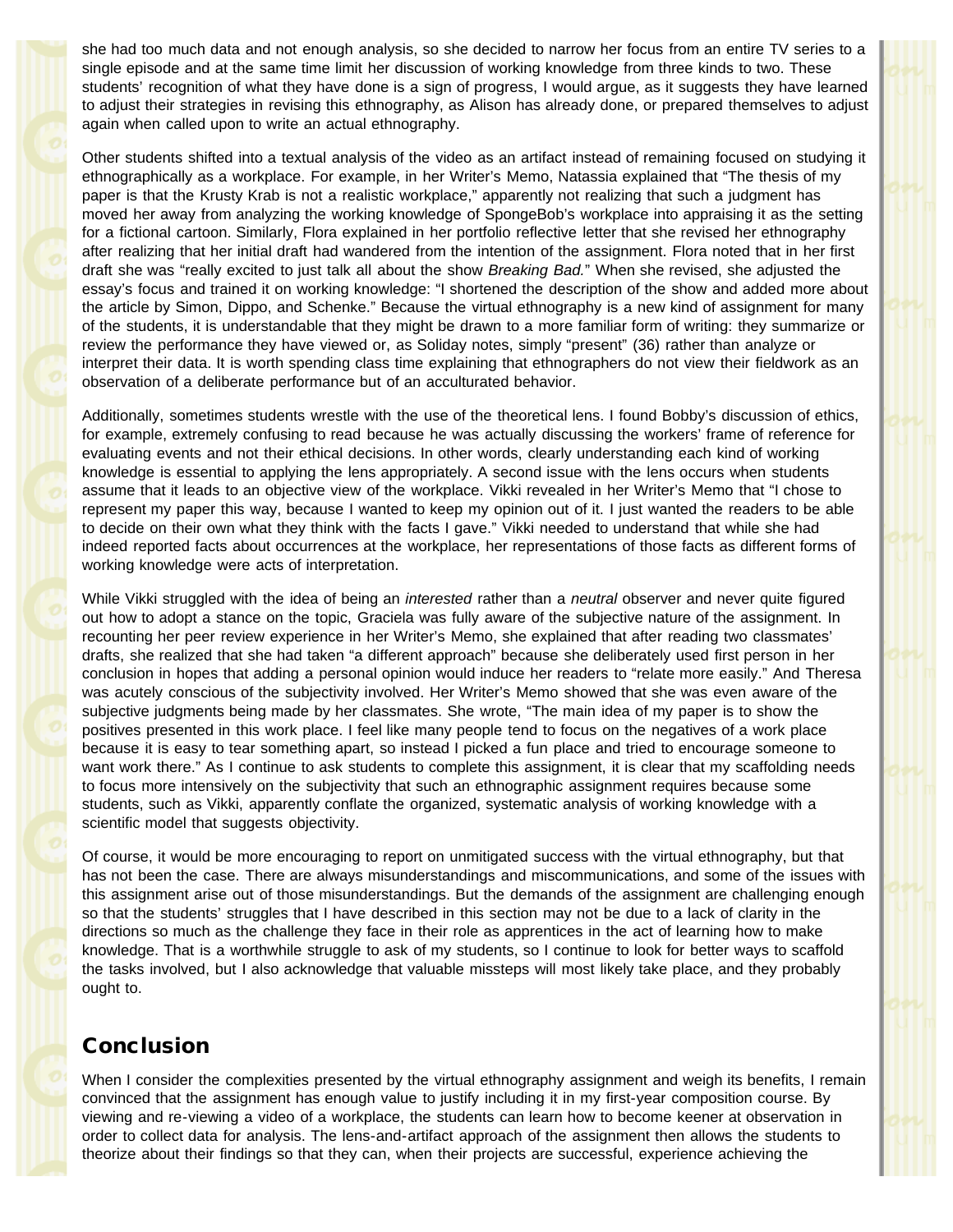she had too much data and not enough analysis, so she decided to narrow her focus from an entire TV series to a single episode and at the same time limit her discussion of working knowledge from three kinds to two. These students' recognition of what they have done is a sign of progress, I would argue, as it suggests they have learned to adjust their strategies in revising this ethnography, as Alison has already done, or prepared themselves to adjust again when called upon to write an actual ethnography.

Other students shifted into a textual analysis of the video as an artifact instead of remaining focused on studying it ethnographically as a workplace. For example, in her Writer's Memo, Natassia explained that "The thesis of my paper is that the Krusty Krab is not a realistic workplace," apparently not realizing that such a judgment has moved her away from analyzing the working knowledge of SpongeBob's workplace into appraising it as the setting for a fictional cartoon. Similarly, Flora explained in her portfolio reflective letter that she revised her ethnography after realizing that her initial draft had wandered from the intention of the assignment. Flora noted that in her first draft she was "really excited to just talk all about the show *Breaking Bad.*" When she revised, she adjusted the essay's focus and trained it on working knowledge: "I shortened the description of the show and added more about the article by Simon, Dippo, and Schenke." Because the virtual ethnography is a new kind of assignment for many of the students, it is understandable that they might be drawn to a more familiar form of writing: they summarize or review the performance they have viewed or, as Soliday notes, simply "present" (36) rather than analyze or interpret their data. It is worth spending class time explaining that ethnographers do not view their fieldwork as an observation of a deliberate performance but of an acculturated behavior.

Additionally, sometimes students wrestle with the use of the theoretical lens. I found Bobby's discussion of ethics, for example, extremely confusing to read because he was actually discussing the workers' frame of reference for evaluating events and not their ethical decisions. In other words, clearly understanding each kind of working knowledge is essential to applying the lens appropriately. A second issue with the lens occurs when students assume that it leads to an objective view of the workplace. Vikki revealed in her Writer's Memo that "I chose to represent my paper this way, because I wanted to keep my opinion out of it. I just wanted the readers to be able to decide on their own what they think with the facts I gave." Vikki needed to understand that while she had indeed reported facts about occurrences at the workplace, her representations of those facts as different forms of working knowledge were acts of interpretation.

While Vikki struggled with the idea of being an *interested* rather than a *neutral* observer and never quite figured out how to adopt a stance on the topic, Graciela was fully aware of the subjective nature of the assignment. In recounting her peer review experience in her Writer's Memo, she explained that after reading two classmates' drafts, she realized that she had taken "a different approach" because she deliberately used first person in her conclusion in hopes that adding a personal opinion would induce her readers to "relate more easily." And Theresa was acutely conscious of the subjectivity involved. Her Writer's Memo showed that she was even aware of the subjective judgments being made by her classmates. She wrote, "The main idea of my paper is to show the positives presented in this work place. I feel like many people tend to focus on the negatives of a work place because it is easy to tear something apart, so instead I picked a fun place and tried to encourage someone to want work there." As I continue to ask students to complete this assignment, it is clear that my scaffolding needs to focus more intensively on the subjectivity that such an ethnographic assignment requires because some students, such as Vikki, apparently conflate the organized, systematic analysis of working knowledge with a scientific model that suggests objectivity.

Of course, it would be more encouraging to report on unmitigated success with the virtual ethnography, but that has not been the case. There are always misunderstandings and miscommunications, and some of the issues with this assignment arise out of those misunderstandings. But the demands of the assignment are challenging enough so that the students' struggles that I have described in this section may not be due to a lack of clarity in the directions so much as the challenge they face in their role as apprentices in the act of learning how to make knowledge. That is a worthwhile struggle to ask of my students, so I continue to look for better ways to scaffold the tasks involved, but I also acknowledge that valuable missteps will most likely take place, and they probably ought to.

## Conclusion

When I consider the complexities presented by the virtual ethnography assignment and weigh its benefits, I remain convinced that the assignment has enough value to justify including it in my first-year composition course. By viewing and re-viewing a video of a workplace, the students can learn how to become keener at observation in order to collect data for analysis. The lens-and-artifact approach of the assignment then allows the students to theorize about their findings so that they can, when their projects are successful, experience achieving the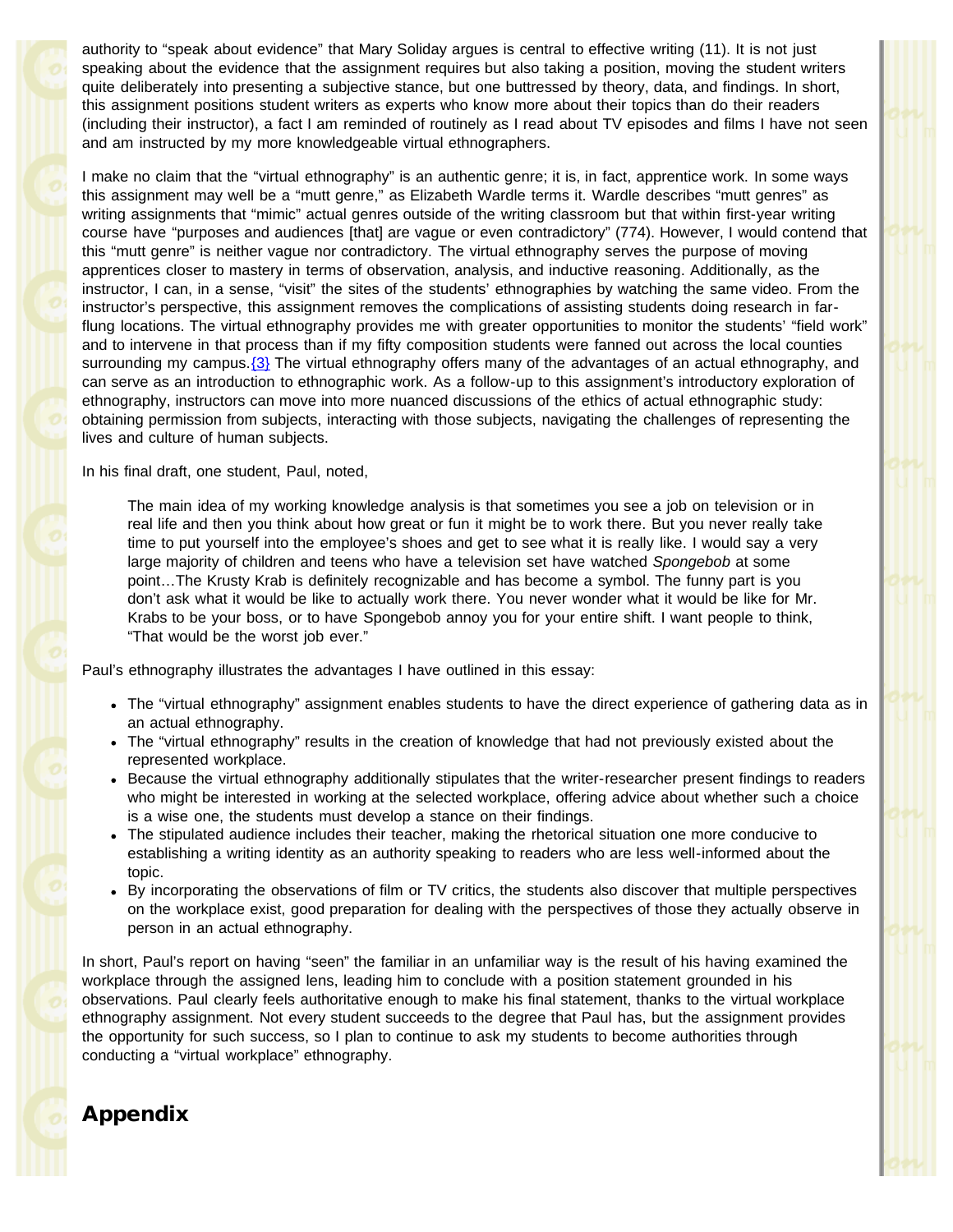authority to "speak about evidence" that Mary Soliday argues is central to effective writing (11). It is not just speaking about the evidence that the assignment requires but also taking a position, moving the student writers quite deliberately into presenting a subjective stance, but one buttressed by theory, data, and findings. In short, this assignment positions student writers as experts who know more about their topics than do their readers (including their instructor), a fact I am reminded of routinely as I read about TV episodes and films I have not seen and am instructed by my more knowledgeable virtual ethnographers.

I make no claim that the "virtual ethnography" is an authentic genre; it is, in fact, apprentice work. In some ways this assignment may well be a "mutt genre," as Elizabeth Wardle terms it. Wardle describes "mutt genres" as writing assignments that "mimic" actual genres outside of the writing classroom but that within first-year writing course have "purposes and audiences [that] are vague or even contradictory" (774). However, I would contend that this "mutt genre" is neither vague nor contradictory. The virtual ethnography serves the purpose of moving apprentices closer to mastery in terms of observation, analysis, and inductive reasoning. Additionally, as the instructor, I can, in a sense, "visit" the sites of the students' ethnographies by watching the same video. From the instructor's perspective, this assignment removes the complications of assisting students doing research in far-flung locations. The virtual ethnography provides me with greater opportunities to monitor the students' "field work" and to intervene in that process than if my fifty composition students were fanned out across the local counties surrounding my campus.{3} The virtual ethnography offers many of the advantages of an actual ethnography, and can serve as an introduction to ethnographic work. As a follow-up to this assignment's introductory exploration of ethnography, instructors can move into more nuanced discussions of the ethics of actual ethnographic study: obtaining permission from subjects, interacting with those subjects, navigating the challenges of representing the lives and culture of human subjects.

In his final draft, one student, Paul, noted,

> The main idea of my working knowledge analysis is that sometimes you see a job on television or in real life and then you think about how great or fun it might be to work there. But you never really take time to put yourself into the employee's shoes and get to see what it is really like. I would say a very large majority of children and teens who have a television set have watched *Spongebob* at some point…The Krusty Krab is definitely recognizable and has become a symbol. The funny part is you don't ask what it would be like to actually work there. You never wonder what it would be like for Mr. Krabs to be your boss, or to have Spongebob annoy you for your entire shift. I want people to think, "That would be the worst job ever."

Paul's ethnography illustrates the advantages I have outlined in this essay:

- The "virtual ethnography" assignment enables students to have the direct experience of gathering data as in an actual ethnography.
- The "virtual ethnography" results in the creation of knowledge that had not previously existed about the represented workplace.
- Because the virtual ethnography additionally stipulates that the writer-researcher present findings to readers who might be interested in working at the selected workplace, offering advice about whether such a choice is a wise one, the students must develop a stance on their findings.
- The stipulated audience includes their teacher, making the rhetorical situation one more conducive to establishing a writing identity as an authority speaking to readers who are less well-informed about the topic.
- By incorporating the observations of film or TV critics, the students also discover that multiple perspectives on the workplace exist, good preparation for dealing with the perspectives of those they actually observe in person in an actual ethnography.

In short, Paul's report on having "seen" the familiar in an unfamiliar way is the result of his having examined the workplace through the assigned lens, leading him to conclude with a position statement grounded in his observations. Paul clearly feels authoritative enough to make his final statement, thanks to the virtual workplace ethnography assignment. Not every student succeeds to the degree that Paul has, but the assignment provides the opportunity for such success, so I plan to continue to ask my students to become authorities through conducting a "virtual workplace" ethnography.

## Appendix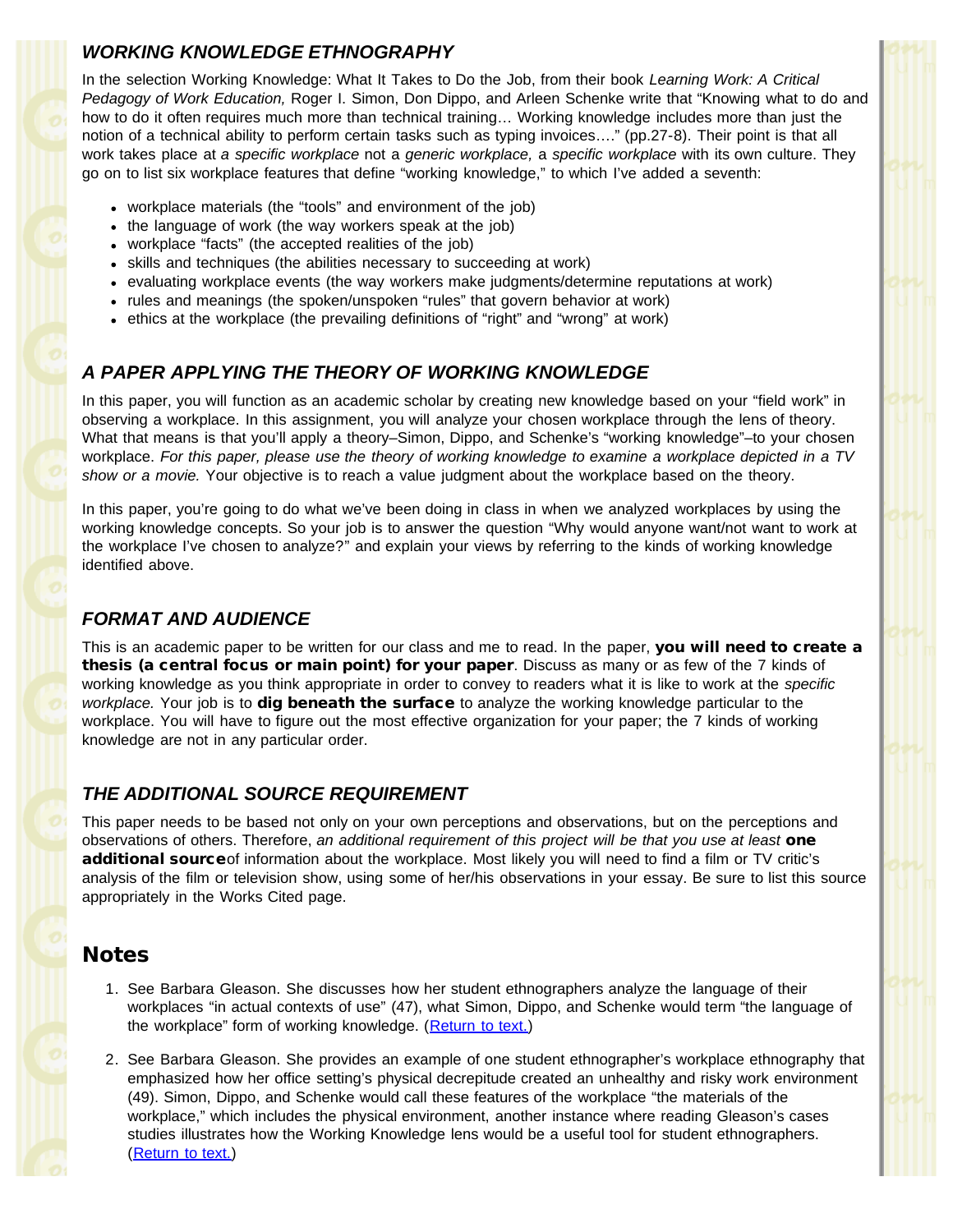### *WORKING KNOWLEDGE ETHNOGRAPHY*

In the selection Working Knowledge: What It Takes to Do the Job, from their book *Learning Work: A Critical Pedagogy of Work Education,* Roger I. Simon, Don Dippo, and Arleen Schenke write that "Knowing what to do and how to do it often requires much more than technical training… Working knowledge includes more than just the notion of a technical ability to perform certain tasks such as typing invoices…." (pp.27-8). Their point is that all work takes place at *a specific workplace* not a *generic workplace,* a *specific workplace* with its own culture. They go on to list six workplace features that define "working knowledge," to which I've added a seventh:

- workplace materials (the "tools" and environment of the job)
- the language of work (the way workers speak at the job)
- workplace "facts" (the accepted realities of the job)
- skills and techniques (the abilities necessary to succeeding at work)
- evaluating workplace events (the way workers make judgments/determine reputations at work)
- rules and meanings (the spoken/unspoken "rules" that govern behavior at work)
- ethics at the workplace (the prevailing definitions of "right" and "wrong" at work)

### *A PAPER APPLYING THE THEORY OF WORKING KNOWLEDGE*

In this paper, you will function as an academic scholar by creating new knowledge based on your "field work" in observing a workplace. In this assignment, you will analyze your chosen workplace through the lens of theory. What that means is that you'll apply a theory–Simon, Dippo, and Schenke's "working knowledge"–to your chosen workplace. *For this paper, please use the theory of working knowledge to examine a workplace depicted in a TV show or a movie.* Your objective is to reach a value judgment about the workplace based on the theory.

In this paper, you're going to do what we've been doing in class in when we analyzed workplaces by using the working knowledge concepts. So your job is to answer the question "Why would anyone want/not want to work at the workplace I've chosen to analyze?" and explain your views by referring to the kinds of working knowledge identified above.

### *FORMAT AND AUDIENCE*

This is an academic paper to be written for our class and me to read. In the paper, **you will need to create a thesis (a central focus or main point) for your paper**. Discuss as many or as few of the 7 kinds of working knowledge as you think appropriate in order to convey to readers what it is like to work at the *specific workplace.* Your job is to **dig beneath the surface** to analyze the working knowledge particular to the workplace. You will have to figure out the most effective organization for your paper; the 7 kinds of working knowledge are not in any particular order.

### *THE ADDITIONAL SOURCE REQUIREMENT*

This paper needs to be based not only on your own perceptions and observations, but on the perceptions and observations of others. Therefore, *an additional requirement of this project will be that you use at least* **one additional source**of information about the workplace. Most likely you will need to find a film or TV critic's analysis of the film or television show, using some of her/his observations in your essay. Be sure to list this source appropriately in the Works Cited page.

## Notes

1. See Barbara Gleason. She discusses how her student ethnographers analyze the language of their workplaces "in actual contexts of use" (47), what Simon, Dippo, and Schenke would term "the language of the workplace" form of working knowledge. (Return to text.)

2. See Barbara Gleason. She provides an example of one student ethnographer's workplace ethnography that emphasized how her office setting's physical decrepitude created an unhealthy and risky work environment (49). Simon, Dippo, and Schenke would call these features of the workplace "the materials of the workplace," which includes the physical environment, another instance where reading Gleason's cases studies illustrates how the Working Knowledge lens would be a useful tool for student ethnographers. (Return to text.)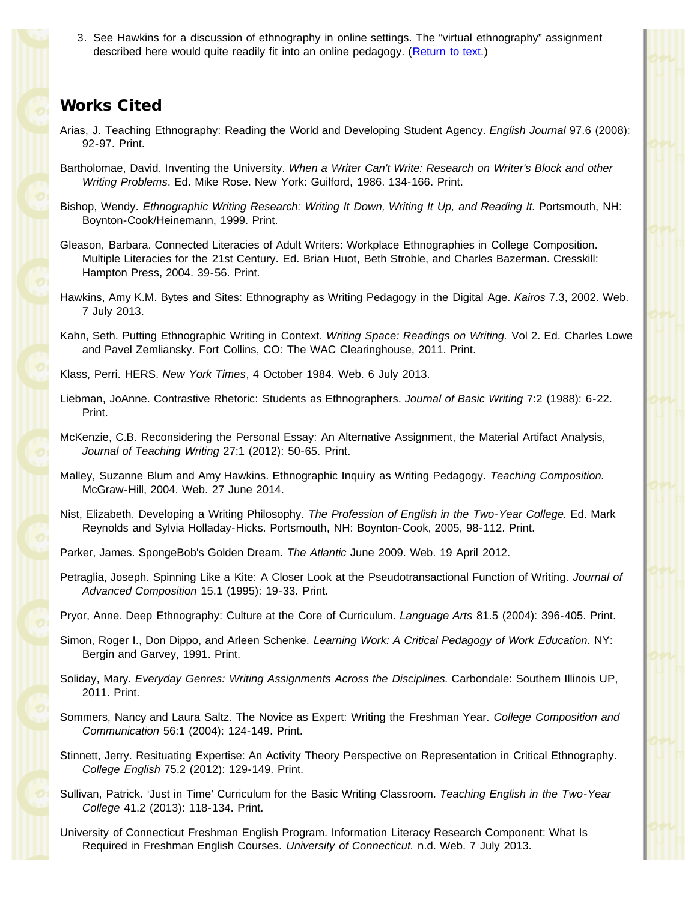3. See Hawkins for a discussion of ethnography in online settings. The "virtual ethnography" assignment described here would quite readily fit into an online pedagogy. (Return to text.)

## Works Cited

Arias, J. Teaching Ethnography: Reading the World and Developing Student Agency. *English Journal* 97.6 (2008): 92-97. Print.

Bartholomae, David. Inventing the University. *When a Writer Can't Write: Research on Writer's Block and other Writing Problems*. Ed. Mike Rose. New York: Guilford, 1986. 134-166. Print.

Bishop, Wendy. *Ethnographic Writing Research: Writing It Down, Writing It Up, and Reading It.* Portsmouth, NH: Boynton-Cook/Heinemann, 1999. Print.

Gleason, Barbara. Connected Literacies of Adult Writers: Workplace Ethnographies in College Composition. Multiple Literacies for the 21st Century. Ed. Brian Huot, Beth Stroble, and Charles Bazerman. Cresskill: Hampton Press, 2004. 39-56. Print.

Hawkins, Amy K.M. Bytes and Sites: Ethnography as Writing Pedagogy in the Digital Age. *Kairos* 7.3, 2002. Web. 7 July 2013.

Kahn, Seth. Putting Ethnographic Writing in Context. *Writing Space: Readings on Writing.* Vol 2. Ed. Charles Lowe and Pavel Zemliansky. Fort Collins, CO: The WAC Clearinghouse, 2011. Print.

Klass, Perri. HERS. *New York Times*, 4 October 1984. Web. 6 July 2013.

Liebman, JoAnne. Contrastive Rhetoric: Students as Ethnographers. *Journal of Basic Writing* 7:2 (1988): 6-22. Print.

McKenzie, C.B. Reconsidering the Personal Essay: An Alternative Assignment, the Material Artifact Analysis, *Journal of Teaching Writing* 27:1 (2012): 50-65. Print.

Malley, Suzanne Blum and Amy Hawkins. Ethnographic Inquiry as Writing Pedagogy. *Teaching Composition.* McGraw-Hill, 2004. Web. 27 June 2014.

Nist, Elizabeth. Developing a Writing Philosophy. *The Profession of English in the Two-Year College.* Ed. Mark Reynolds and Sylvia Holladay-Hicks. Portsmouth, NH: Boynton-Cook, 2005, 98-112. Print.

Parker, James. SpongeBob's Golden Dream. *The Atlantic* June 2009. Web. 19 April 2012.

Petraglia, Joseph. Spinning Like a Kite: A Closer Look at the Pseudotransactional Function of Writing. *Journal of Advanced Composition* 15.1 (1995): 19-33. Print.

Pryor, Anne. Deep Ethnography: Culture at the Core of Curriculum. *Language Arts* 81.5 (2004): 396-405. Print.

Simon, Roger I., Don Dippo, and Arleen Schenke. *Learning Work: A Critical Pedagogy of Work Education.* NY: Bergin and Garvey, 1991. Print.

Soliday, Mary. *Everyday Genres: Writing Assignments Across the Disciplines.* Carbondale: Southern Illinois UP, 2011. Print.

Sommers, Nancy and Laura Saltz. The Novice as Expert: Writing the Freshman Year. *College Composition and Communication* 56:1 (2004): 124-149. Print.

Stinnett, Jerry. Resituating Expertise: An Activity Theory Perspective on Representation in Critical Ethnography. *College English* 75.2 (2012): 129-149. Print.

Sullivan, Patrick. 'Just in Time' Curriculum for the Basic Writing Classroom. *Teaching English in the Two-Year College* 41.2 (2013): 118-134. Print.

University of Connecticut Freshman English Program. Information Literacy Research Component: What Is Required in Freshman English Courses. *University of Connecticut.* n.d. Web. 7 July 2013.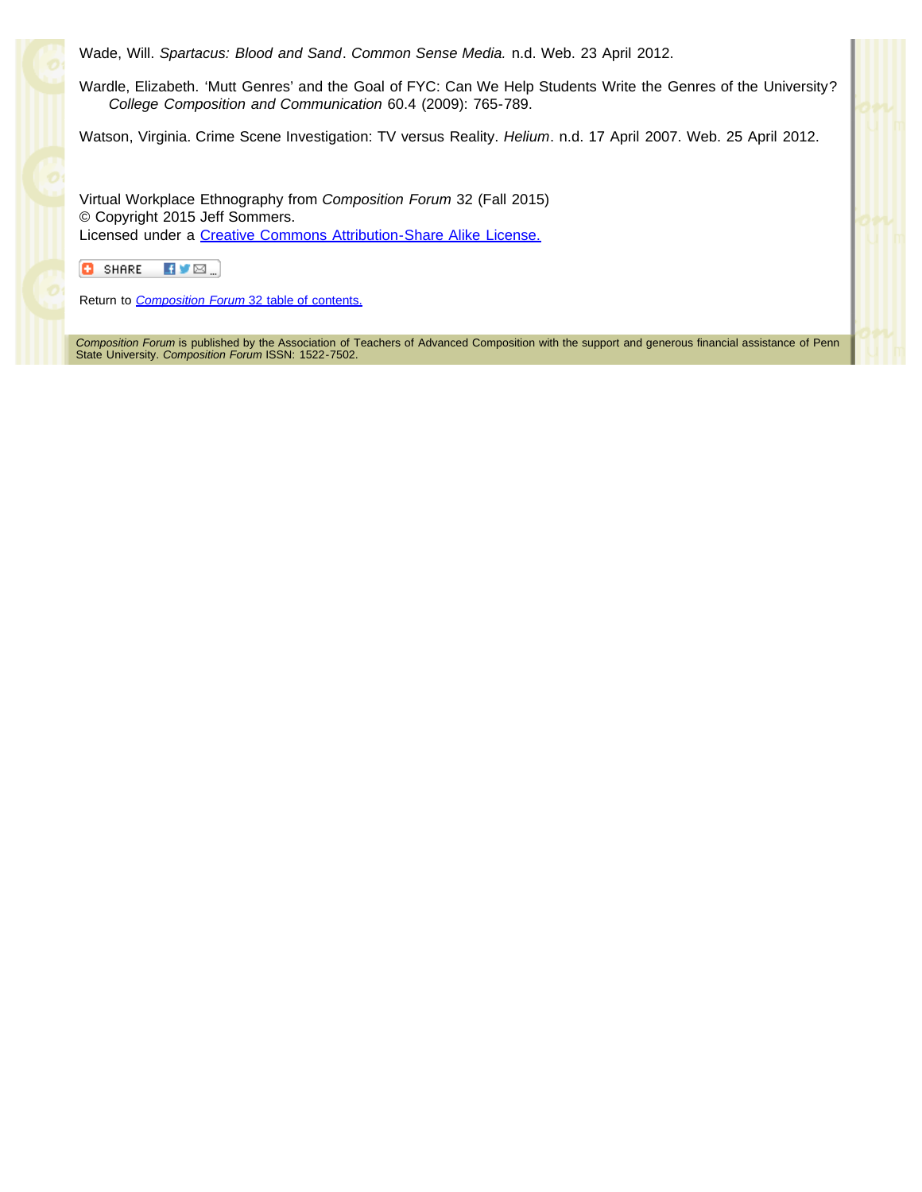Wade, Will. *Spartacus: Blood and Sand*. *Common Sense Media.* n.d. Web. 23 April 2012.

Wardle, Elizabeth. 'Mutt Genres' and the Goal of FYC: Can We Help Students Write the Genres of the University? *College Composition and Communication* 60.4 (2009): 765-789.

Watson, Virginia. Crime Scene Investigation: TV versus Reality. *Helium*. n.d. 17 April 2007. Web. 25 April 2012.

Virtual Workplace Ethnography from *Composition Forum* 32 (Fall 2015)
© Copyright 2015 Jeff Sommers.
Licensed under a Creative Commons Attribution-Share Alike License.

SHARE

Return to *Composition Forum* 32 table of contents.

*Composition Forum* is published by the Association of Teachers of Advanced Composition with the support and generous financial assistance of Penn State University. *Composition Forum* ISSN: 1522-7502.